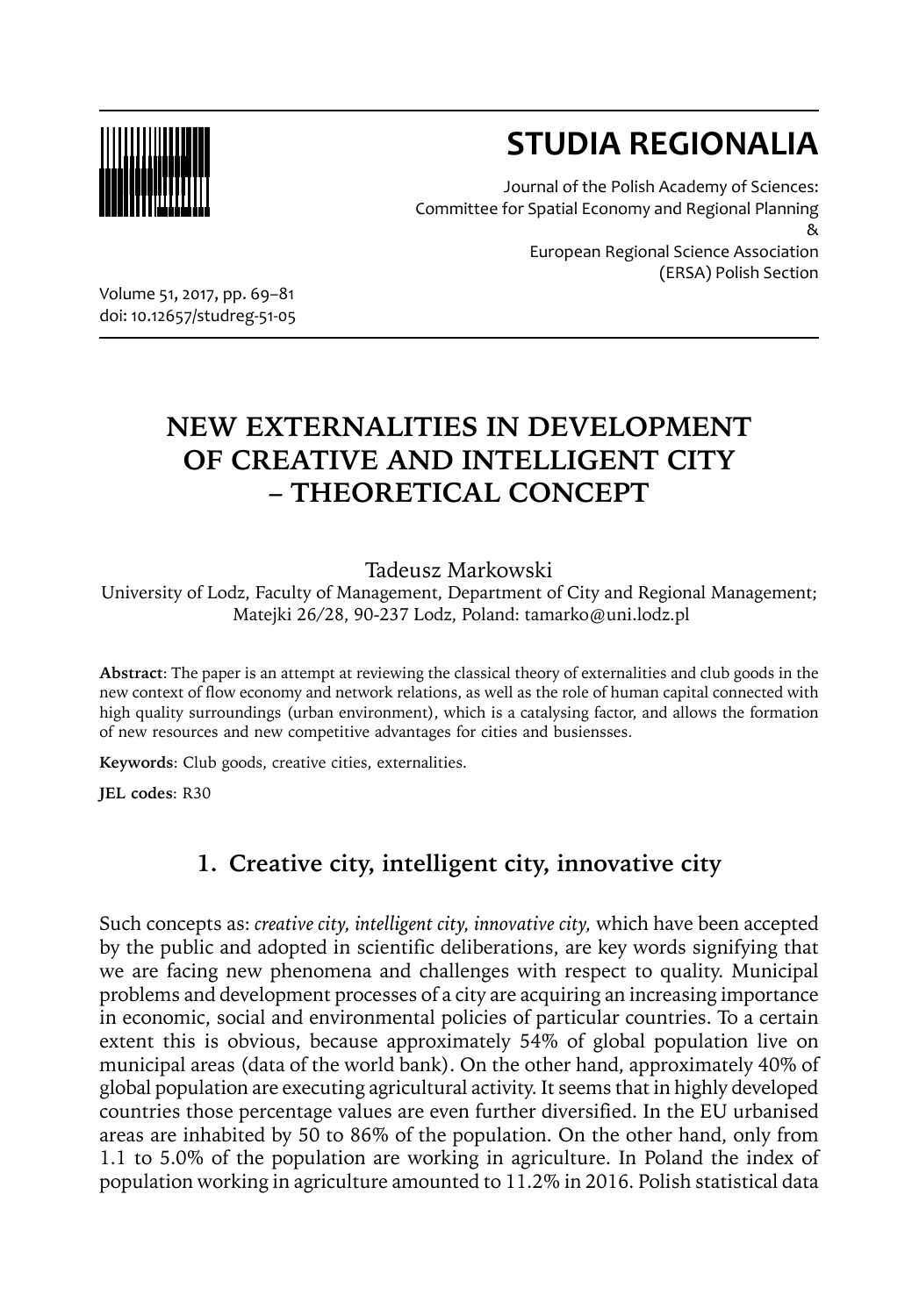# STUDIA REGIONALIA

Journal of the Polish Academy of Sciences:
Committee for Spatial Economy and Regional Planning
&
European Regional Science Association
(ERSA) Polish Section

Volume 51, 2017, pp. 69–81
doi: 10.12657/studreg-51-05

# NEW EXTERNALITIES IN DEVELOPMENT OF CREATIVE AND INTELLIGENT CITY – THEORETICAL CONCEPT

Tadeusz Markowski
University of Lodz, Faculty of Management, Department of City and Regional Management; Matejki 26/28, 90-237 Lodz, Poland: tamarko@uni.lodz.pl

**Abstract**: The paper is an attempt at reviewing the classical theory of externalities and club goods in the new context of flow economy and network relations, as well as the role of human capital connected with high quality surroundings (urban environment), which is a catalysing factor, and allows the formation of new resources and new competitive advantages for cities and busiensses.

**Keywords**: Club goods, creative cities, externalities.

**JEL codes**: R30

## 1. Creative city, intelligent city, innovative city

Such concepts as: *creative city, intelligent city, innovative city,* which have been accepted by the public and adopted in scientific deliberations, are key words signifying that we are facing new phenomena and challenges with respect to quality. Municipal problems and development processes of a city are acquiring an increasing importance in economic, social and environmental policies of particular countries. To a certain extent this is obvious, because approximately 54% of global population live on municipal areas (data of the world bank). On the other hand, approximately 40% of global population are executing agricultural activity. It seems that in highly developed countries those percentage values are even further diversified. In the EU urbanised areas are inhabited by 50 to 86% of the population. On the other hand, only from 1.1 to 5.0% of the population are working in agriculture. In Poland the index of population working in agriculture amounted to 11.2% in 2016. Polish statistical data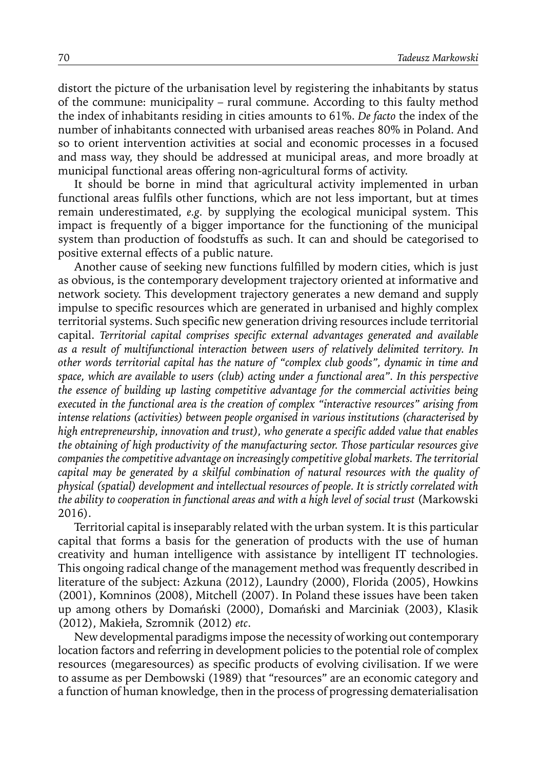distort the picture of the urbanisation level by registering the inhabitants by status of the commune: municipality – rural commune. According to this faulty method the index of inhabitants residing in cities amounts to 61%. *De facto* the index of the number of inhabitants connected with urbanised areas reaches 80% in Poland. And so to orient intervention activities at social and economic processes in a focused and mass way, they should be addressed at municipal areas, and more broadly at municipal functional areas offering non-agricultural forms of activity.

It should be borne in mind that agricultural activity implemented in urban functional areas fulfils other functions, which are not less important, but at times remain underestimated, *e.g.* by supplying the ecological municipal system. This impact is frequently of a bigger importance for the functioning of the municipal system than production of foodstuffs as such. It can and should be categorised to positive external effects of a public nature.

Another cause of seeking new functions fulfilled by modern cities, which is just as obvious, is the contemporary development trajectory oriented at informative and network society. This development trajectory generates a new demand and supply impulse to specific resources which are generated in urbanised and highly complex territorial systems. Such specific new generation driving resources include territorial capital. *Territorial capital comprises specific external advantages generated and available as a result of multifunctional interaction between users of relatively delimited territory. In other words territorial capital has the nature of "complex club goods", dynamic in time and space, which are available to users (club) acting under a functional area". In this perspective the essence of building up lasting competitive advantage for the commercial activities being executed in the functional area is the creation of complex "interactive resources" arising from intense relations (activities) between people organised in various institutions (characterised by high entrepreneurship, innovation and trust), who generate a specific added value that enables the obtaining of high productivity of the manufacturing sector. Those particular resources give companies the competitive advantage on increasingly competitive global markets. The territorial capital may be generated by a skilful combination of natural resources with the quality of physical (spatial) development and intellectual resources of people. It is strictly correlated with the ability to cooperation in functional areas and with a high level of social trust* (Markowski 2016).

Territorial capital is inseparably related with the urban system. It is this particular capital that forms a basis for the generation of products with the use of human creativity and human intelligence with assistance by intelligent IT technologies. This ongoing radical change of the management method was frequently described in literature of the subject: Azkuna (2012), Laundry (2000), Florida (2005), Howkins (2001), Komninos (2008), Mitchell (2007). In Poland these issues have been taken up among others by Domański (2000), Domański and Marciniak (2003), Klasik (2012), Makieła, Szromnik (2012) *etc*.

New developmental paradigms impose the necessity of working out contemporary location factors and referring in development policies to the potential role of complex resources (megaresources) as specific products of evolving civilisation. If we were to assume as per Dembowski (1989) that "resources" are an economic category and a function of human knowledge, then in the process of progressing dematerialisation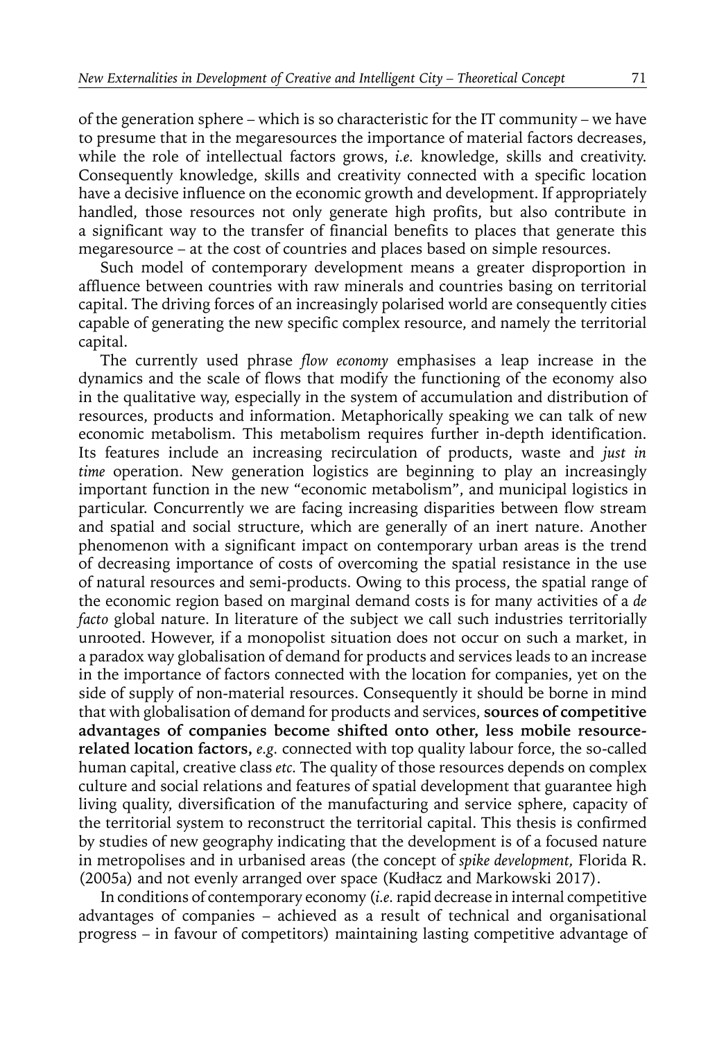of the generation sphere – which is so characteristic for the IT community – we have to presume that in the megaresources the importance of material factors decreases, while the role of intellectual factors grows, *i.e.* knowledge, skills and creativity. Consequently knowledge, skills and creativity connected with a specific location have a decisive influence on the economic growth and development. If appropriately handled, those resources not only generate high profits, but also contribute in a significant way to the transfer of financial benefits to places that generate this megaresource – at the cost of countries and places based on simple resources.

Such model of contemporary development means a greater disproportion in affluence between countries with raw minerals and countries basing on territorial capital. The driving forces of an increasingly polarised world are consequently cities capable of generating the new specific complex resource, and namely the territorial capital.

The currently used phrase *flow economy* emphasises a leap increase in the dynamics and the scale of flows that modify the functioning of the economy also in the qualitative way, especially in the system of accumulation and distribution of resources, products and information. Metaphorically speaking we can talk of new economic metabolism. This metabolism requires further in-depth identification. Its features include an increasing recirculation of products, waste and *just in time* operation. New generation logistics are beginning to play an increasingly important function in the new "economic metabolism", and municipal logistics in particular. Concurrently we are facing increasing disparities between flow stream and spatial and social structure, which are generally of an inert nature. Another phenomenon with a significant impact on contemporary urban areas is the trend of decreasing importance of costs of overcoming the spatial resistance in the use of natural resources and semi-products. Owing to this process, the spatial range of the economic region based on marginal demand costs is for many activities of a *de facto* global nature. In literature of the subject we call such industries territorially unrooted. However, if a monopolist situation does not occur on such a market, in a paradox way globalisation of demand for products and services leads to an increase in the importance of factors connected with the location for companies, yet on the side of supply of non-material resources. Consequently it should be borne in mind that with globalisation of demand for products and services, **sources of competitive advantages of companies become shifted onto other, less mobile resource-related location factors,** *e.g.* connected with top quality labour force, the so-called human capital, creative class *etc.* The quality of those resources depends on complex culture and social relations and features of spatial development that guarantee high living quality, diversification of the manufacturing and service sphere, capacity of the territorial system to reconstruct the territorial capital. This thesis is confirmed by studies of new geography indicating that the development is of a focused nature in metropolises and in urbanised areas (the concept of *spike development,* Florida R. (2005a) and not evenly arranged over space (Kudłacz and Markowski 2017).

In conditions of contemporary economy (*i.e.* rapid decrease in internal competitive advantages of companies – achieved as a result of technical and organisational progress – in favour of competitors) maintaining lasting competitive advantage of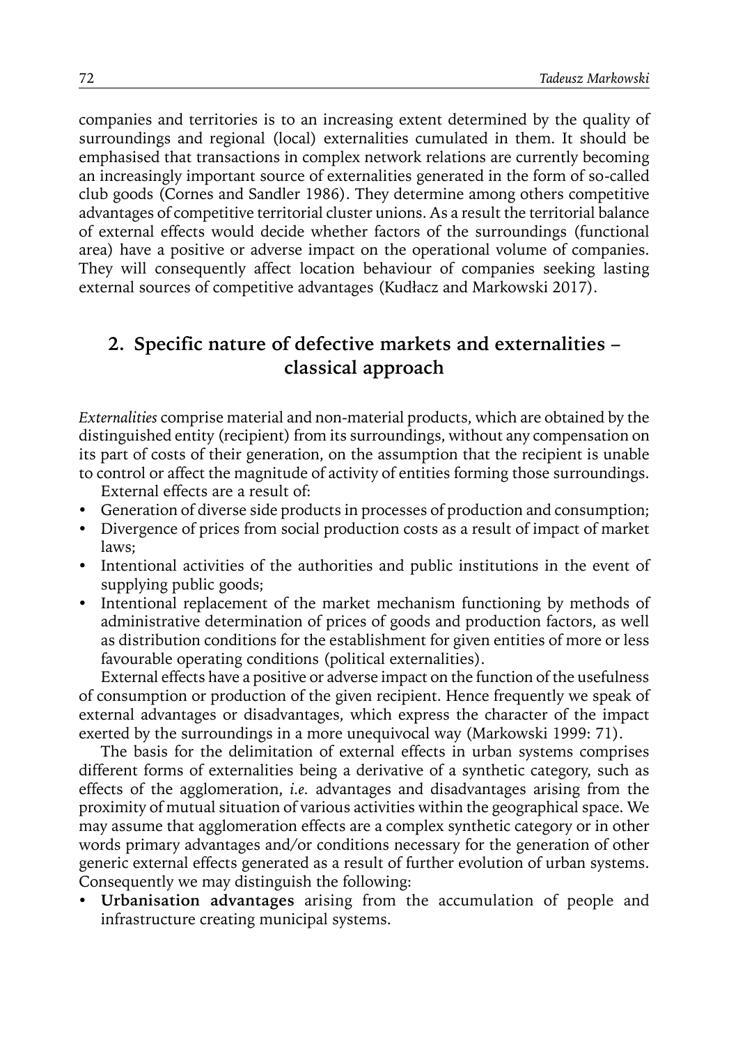companies and territories is to an increasing extent determined by the quality of surroundings and regional (local) externalities cumulated in them. It should be emphasised that transactions in complex network relations are currently becoming an increasingly important source of externalities generated in the form of so-called club goods (Cornes and Sandler 1986). They determine among others competitive advantages of competitive territorial cluster unions. As a result the territorial balance of external effects would decide whether factors of the surroundings (functional area) have a positive or adverse impact on the operational volume of companies. They will consequently affect location behaviour of companies seeking lasting external sources of competitive advantages (Kudłacz and Markowski 2017).

## 2. Specific nature of defective markets and externalities – classical approach

*Externalities* comprise material and non-material products, which are obtained by the distinguished entity (recipient) from its surroundings, without any compensation on its part of costs of their generation, on the assumption that the recipient is unable to control or affect the magnitude of activity of entities forming those surroundings.

External effects are a result of:

- Generation of diverse side products in processes of production and consumption;
- Divergence of prices from social production costs as a result of impact of market laws;
- Intentional activities of the authorities and public institutions in the event of supplying public goods;
- Intentional replacement of the market mechanism functioning by methods of administrative determination of prices of goods and production factors, as well as distribution conditions for the establishment for given entities of more or less favourable operating conditions (political externalities).

External effects have a positive or adverse impact on the function of the usefulness of consumption or production of the given recipient. Hence frequently we speak of external advantages or disadvantages, which express the character of the impact exerted by the surroundings in a more unequivocal way (Markowski 1999: 71).

The basis for the delimitation of external effects in urban systems comprises different forms of externalities being a derivative of a synthetic category, such as effects of the agglomeration, *i.e.* advantages and disadvantages arising from the proximity of mutual situation of various activities within the geographical space. We may assume that agglomeration effects are a complex synthetic category or in other words primary advantages and/or conditions necessary for the generation of other generic external effects generated as a result of further evolution of urban systems. Consequently we may distinguish the following:

- **Urbanisation advantages** arising from the accumulation of people and infrastructure creating municipal systems.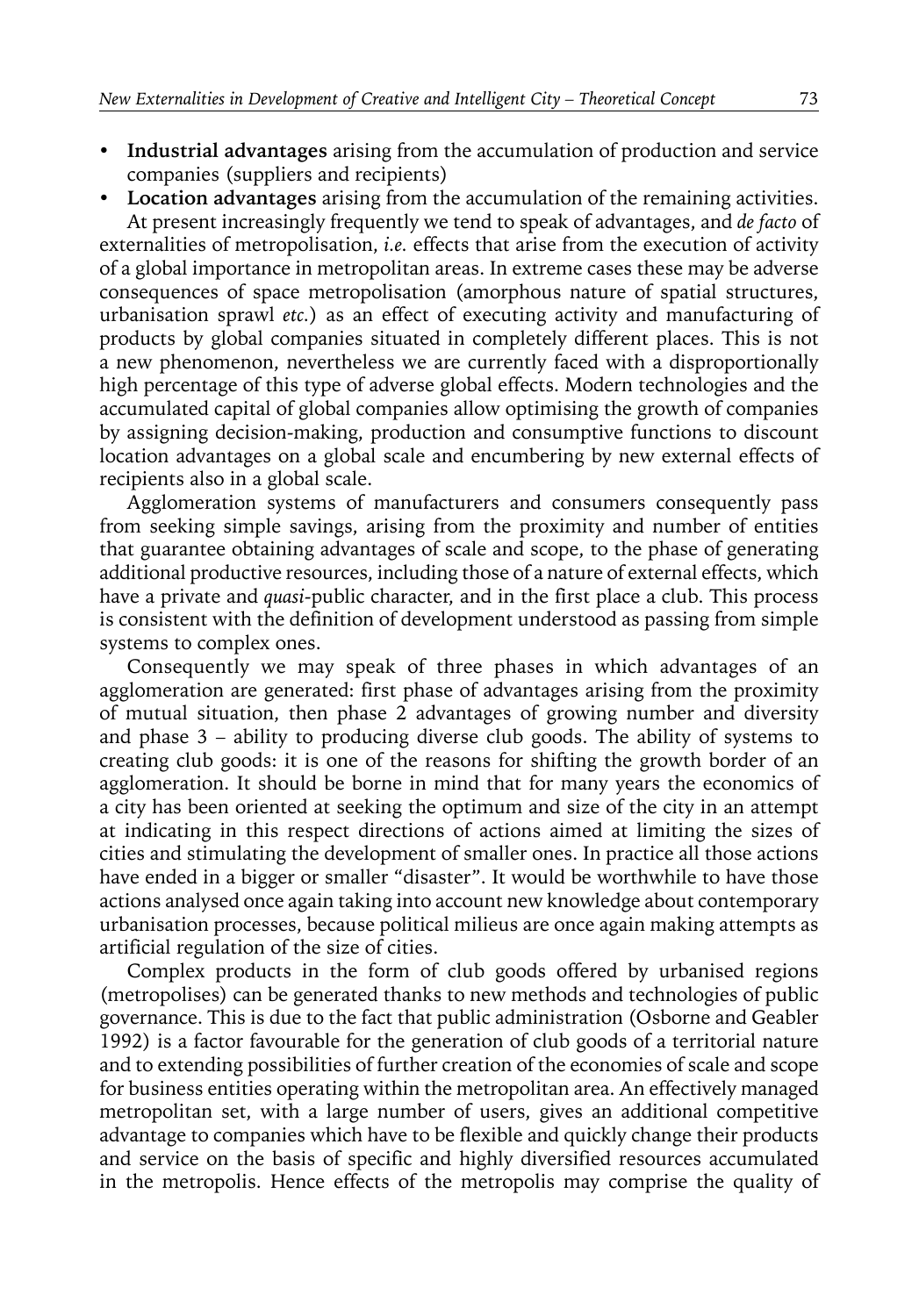- **Industrial advantages** arising from the accumulation of production and service companies (suppliers and recipients)
- **Location advantages** arising from the accumulation of the remaining activities.

At present increasingly frequently we tend to speak of advantages, and *de facto* of externalities of metropolisation, *i.e.* effects that arise from the execution of activity of a global importance in metropolitan areas. In extreme cases these may be adverse consequences of space metropolisation (amorphous nature of spatial structures, urbanisation sprawl *etc.*) as an effect of executing activity and manufacturing of products by global companies situated in completely different places. This is not a new phenomenon, nevertheless we are currently faced with a disproportionally high percentage of this type of adverse global effects. Modern technologies and the accumulated capital of global companies allow optimising the growth of companies by assigning decision-making, production and consumptive functions to discount location advantages on a global scale and encumbering by new external effects of recipients also in a global scale.

Agglomeration systems of manufacturers and consumers consequently pass from seeking simple savings, arising from the proximity and number of entities that guarantee obtaining advantages of scale and scope, to the phase of generating additional productive resources, including those of a nature of external effects, which have a private and *quasi*-public character, and in the first place a club. This process is consistent with the definition of development understood as passing from simple systems to complex ones.

Consequently we may speak of three phases in which advantages of an agglomeration are generated: first phase of advantages arising from the proximity of mutual situation, then phase 2 advantages of growing number and diversity and phase 3 – ability to producing diverse club goods. The ability of systems to creating club goods: it is one of the reasons for shifting the growth border of an agglomeration. It should be borne in mind that for many years the economics of a city has been oriented at seeking the optimum and size of the city in an attempt at indicating in this respect directions of actions aimed at limiting the sizes of cities and stimulating the development of smaller ones. In practice all those actions have ended in a bigger or smaller "disaster". It would be worthwhile to have those actions analysed once again taking into account new knowledge about contemporary urbanisation processes, because political milieus are once again making attempts as artificial regulation of the size of cities.

Complex products in the form of club goods offered by urbanised regions (metropolises) can be generated thanks to new methods and technologies of public governance. This is due to the fact that public administration (Osborne and Geabler 1992) is a factor favourable for the generation of club goods of a territorial nature and to extending possibilities of further creation of the economies of scale and scope for business entities operating within the metropolitan area. An effectively managed metropolitan set, with a large number of users, gives an additional competitive advantage to companies which have to be flexible and quickly change their products and service on the basis of specific and highly diversified resources accumulated in the metropolis. Hence effects of the metropolis may comprise the quality of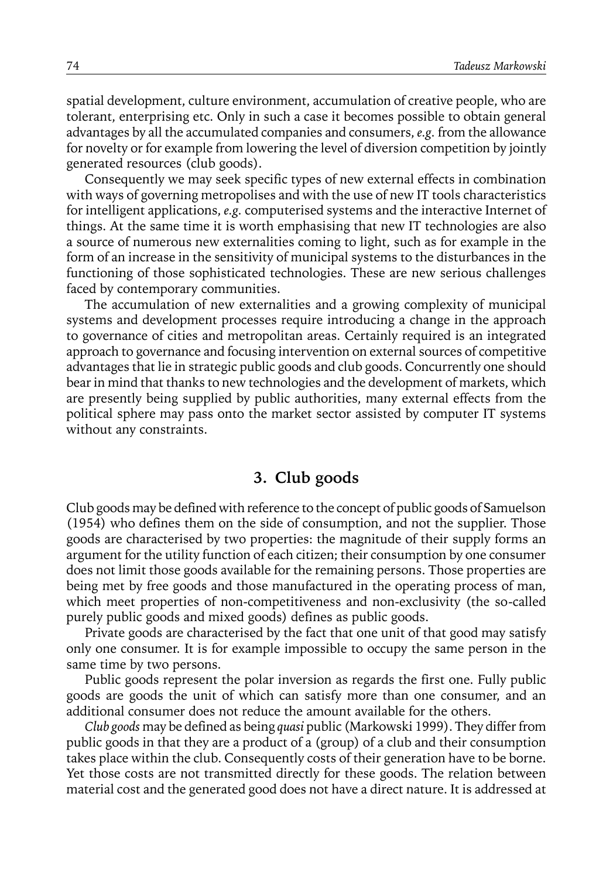spatial development, culture environment, accumulation of creative people, who are tolerant, enterprising etc. Only in such a case it becomes possible to obtain general advantages by all the accumulated companies and consumers, *e.g.* from the allowance for novelty or for example from lowering the level of diversion competition by jointly generated resources (club goods).

Consequently we may seek specific types of new external effects in combination with ways of governing metropolises and with the use of new IT tools characteristics for intelligent applications, *e.g.* computerised systems and the interactive Internet of things. At the same time it is worth emphasising that new IT technologies are also a source of numerous new externalities coming to light, such as for example in the form of an increase in the sensitivity of municipal systems to the disturbances in the functioning of those sophisticated technologies. These are new serious challenges faced by contemporary communities.

The accumulation of new externalities and a growing complexity of municipal systems and development processes require introducing a change in the approach to governance of cities and metropolitan areas. Certainly required is an integrated approach to governance and focusing intervention on external sources of competitive advantages that lie in strategic public goods and club goods. Concurrently one should bear in mind that thanks to new technologies and the development of markets, which are presently being supplied by public authorities, many external effects from the political sphere may pass onto the market sector assisted by computer IT systems without any constraints.

## 3. Club goods

Club goods may be defined with reference to the concept of public goods of Samuelson (1954) who defines them on the side of consumption, and not the supplier. Those goods are characterised by two properties: the magnitude of their supply forms an argument for the utility function of each citizen; their consumption by one consumer does not limit those goods available for the remaining persons. Those properties are being met by free goods and those manufactured in the operating process of man, which meet properties of non-competitiveness and non-exclusivity (the so-called purely public goods and mixed goods) defines as public goods.

Private goods are characterised by the fact that one unit of that good may satisfy only one consumer. It is for example impossible to occupy the same person in the same time by two persons.

Public goods represent the polar inversion as regards the first one. Fully public goods are goods the unit of which can satisfy more than one consumer, and an additional consumer does not reduce the amount available for the others.

*Club goods* may be defined as being *quasi* public (Markowski 1999). They differ from public goods in that they are a product of a (group) of a club and their consumption takes place within the club. Consequently costs of their generation have to be borne. Yet those costs are not transmitted directly for these goods. The relation between material cost and the generated good does not have a direct nature. It is addressed at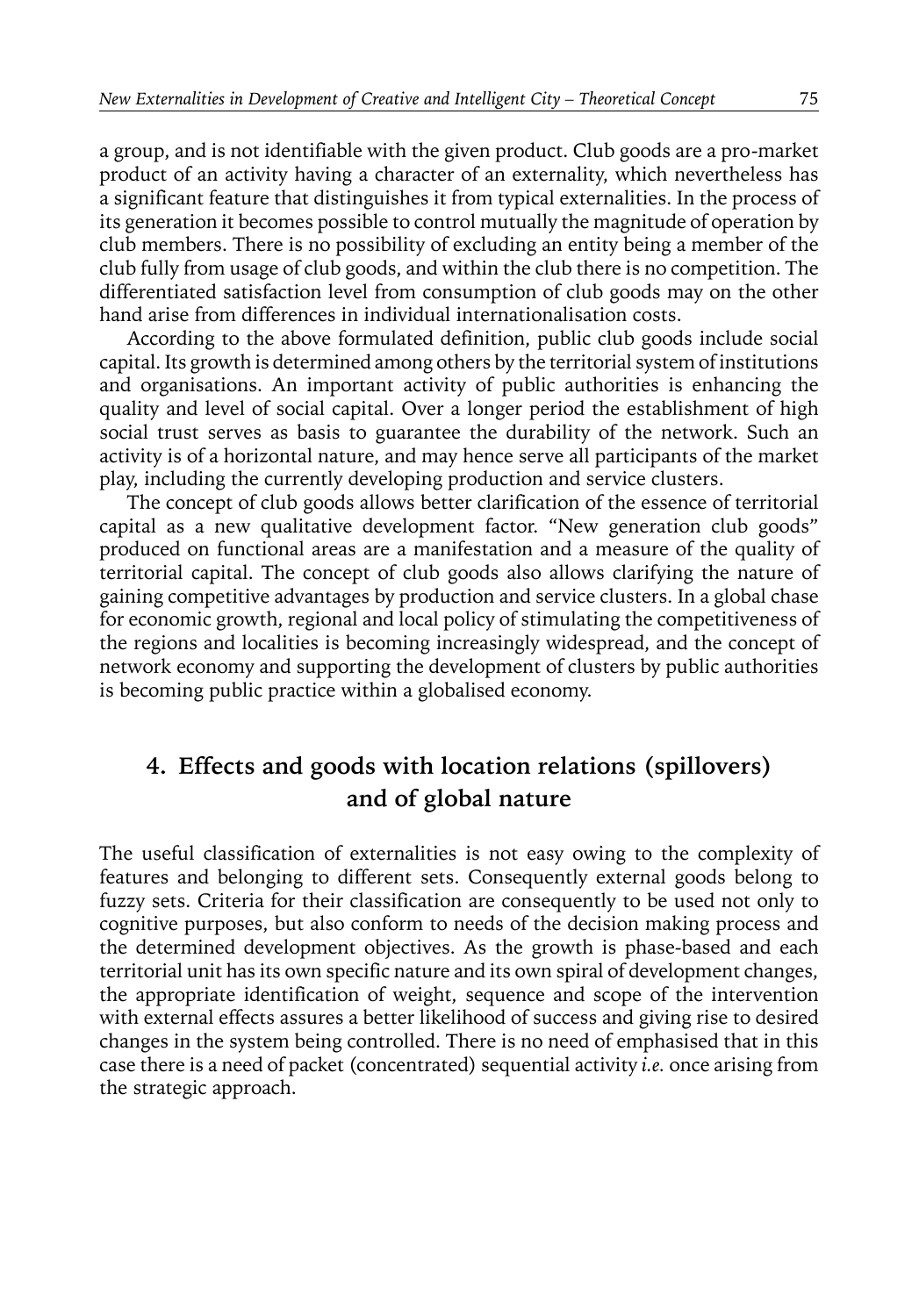a group, and is not identifiable with the given product. Club goods are a pro-market product of an activity having a character of an externality, which nevertheless has a significant feature that distinguishes it from typical externalities. In the process of its generation it becomes possible to control mutually the magnitude of operation by club members. There is no possibility of excluding an entity being a member of the club fully from usage of club goods, and within the club there is no competition. The differentiated satisfaction level from consumption of club goods may on the other hand arise from differences in individual internationalisation costs.

According to the above formulated definition, public club goods include social capital. Its growth is determined among others by the territorial system of institutions and organisations. An important activity of public authorities is enhancing the quality and level of social capital. Over a longer period the establishment of high social trust serves as basis to guarantee the durability of the network. Such an activity is of a horizontal nature, and may hence serve all participants of the market play, including the currently developing production and service clusters.

The concept of club goods allows better clarification of the essence of territorial capital as a new qualitative development factor. "New generation club goods" produced on functional areas are a manifestation and a measure of the quality of territorial capital. The concept of club goods also allows clarifying the nature of gaining competitive advantages by production and service clusters. In a global chase for economic growth, regional and local policy of stimulating the competitiveness of the regions and localities is becoming increasingly widespread, and the concept of network economy and supporting the development of clusters by public authorities is becoming public practice within a globalised economy.

## 4. Effects and goods with location relations (spillovers) and of global nature

The useful classification of externalities is not easy owing to the complexity of features and belonging to different sets. Consequently external goods belong to fuzzy sets. Criteria for their classification are consequently to be used not only to cognitive purposes, but also conform to needs of the decision making process and the determined development objectives. As the growth is phase-based and each territorial unit has its own specific nature and its own spiral of development changes, the appropriate identification of weight, sequence and scope of the intervention with external effects assures a better likelihood of success and giving rise to desired changes in the system being controlled. There is no need of emphasised that in this case there is a need of packet (concentrated) sequential activity *i.e.* once arising from the strategic approach.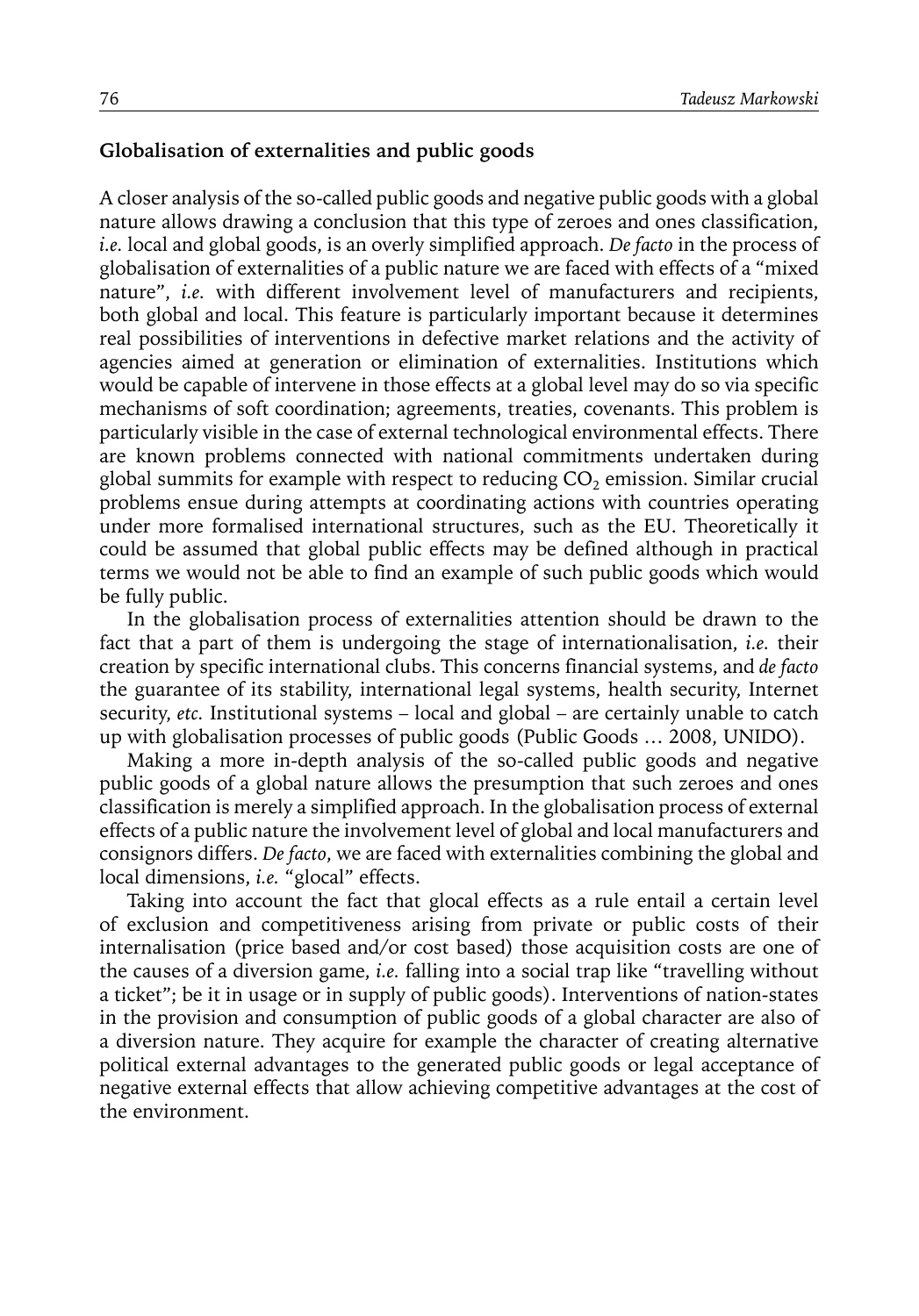**Globalisation of externalities and public goods**

A closer analysis of the so-called public goods and negative public goods with a global nature allows drawing a conclusion that this type of zeroes and ones classification, *i.e.* local and global goods, is an overly simplified approach. *De facto* in the process of globalisation of externalities of a public nature we are faced with effects of a "mixed nature", *i.e.* with different involvement level of manufacturers and recipients, both global and local. This feature is particularly important because it determines real possibilities of interventions in defective market relations and the activity of agencies aimed at generation or elimination of externalities. Institutions which would be capable of intervene in those effects at a global level may do so via specific mechanisms of soft coordination; agreements, treaties, covenants. This problem is particularly visible in the case of external technological environmental effects. There are known problems connected with national commitments undertaken during global summits for example with respect to reducing $CO_2$ emission. Similar crucial problems ensue during attempts at coordinating actions with countries operating under more formalised international structures, such as the EU. Theoretically it could be assumed that global public effects may be defined although in practical terms we would not be able to find an example of such public goods which would be fully public.

In the globalisation process of externalities attention should be drawn to the fact that a part of them is undergoing the stage of internationalisation, *i.e.* their creation by specific international clubs. This concerns financial systems, and *de facto* the guarantee of its stability, international legal systems, health security, Internet security, *etc.* Institutional systems – local and global – are certainly unable to catch up with globalisation processes of public goods (Public Goods … 2008, UNIDO).

Making a more in-depth analysis of the so-called public goods and negative public goods of a global nature allows the presumption that such zeroes and ones classification is merely a simplified approach. In the globalisation process of external effects of a public nature the involvement level of global and local manufacturers and consignors differs. *De facto*, we are faced with externalities combining the global and local dimensions, *i.e.* "glocal" effects.

Taking into account the fact that glocal effects as a rule entail a certain level of exclusion and competitiveness arising from private or public costs of their internalisation (price based and/or cost based) those acquisition costs are one of the causes of a diversion game, *i.e.* falling into a social trap like "travelling without a ticket"; be it in usage or in supply of public goods). Interventions of nation-states in the provision and consumption of public goods of a global character are also of a diversion nature. They acquire for example the character of creating alternative political external advantages to the generated public goods or legal acceptance of negative external effects that allow achieving competitive advantages at the cost of the environment.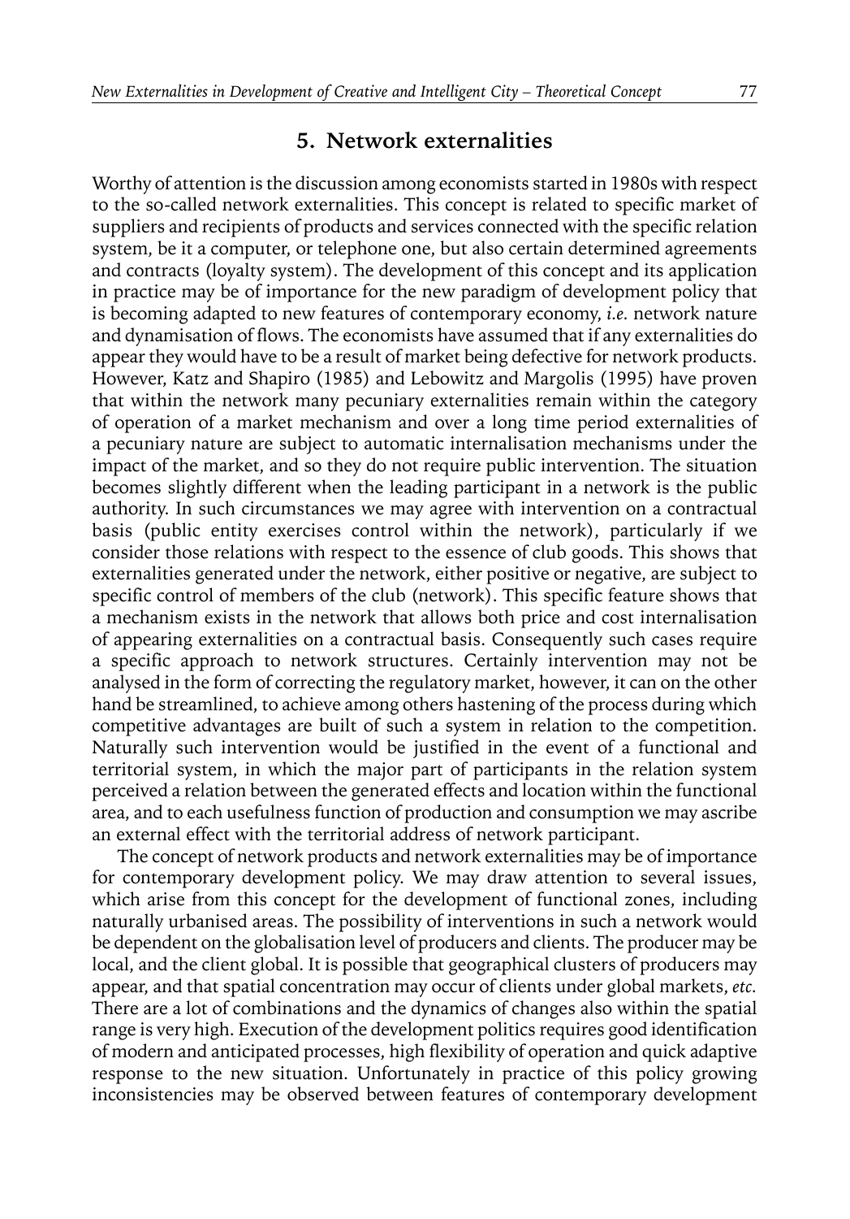## 5. Network externalities

Worthy of attention is the discussion among economists started in 1980s with respect to the so-called network externalities. This concept is related to specific market of suppliers and recipients of products and services connected with the specific relation system, be it a computer, or telephone one, but also certain determined agreements and contracts (loyalty system). The development of this concept and its application in practice may be of importance for the new paradigm of development policy that is becoming adapted to new features of contemporary economy, *i.e.* network nature and dynamisation of flows. The economists have assumed that if any externalities do appear they would have to be a result of market being defective for network products. However, Katz and Shapiro (1985) and Lebowitz and Margolis (1995) have proven that within the network many pecuniary externalities remain within the category of operation of a market mechanism and over a long time period externalities of a pecuniary nature are subject to automatic internalisation mechanisms under the impact of the market, and so they do not require public intervention. The situation becomes slightly different when the leading participant in a network is the public authority. In such circumstances we may agree with intervention on a contractual basis (public entity exercises control within the network), particularly if we consider those relations with respect to the essence of club goods. This shows that externalities generated under the network, either positive or negative, are subject to specific control of members of the club (network). This specific feature shows that a mechanism exists in the network that allows both price and cost internalisation of appearing externalities on a contractual basis. Consequently such cases require a specific approach to network structures. Certainly intervention may not be analysed in the form of correcting the regulatory market, however, it can on the other hand be streamlined, to achieve among others hastening of the process during which competitive advantages are built of such a system in relation to the competition. Naturally such intervention would be justified in the event of a functional and territorial system, in which the major part of participants in the relation system perceived a relation between the generated effects and location within the functional area, and to each usefulness function of production and consumption we may ascribe an external effect with the territorial address of network participant.

The concept of network products and network externalities may be of importance for contemporary development policy. We may draw attention to several issues, which arise from this concept for the development of functional zones, including naturally urbanised areas. The possibility of interventions in such a network would be dependent on the globalisation level of producers and clients. The producer may be local, and the client global. It is possible that geographical clusters of producers may appear, and that spatial concentration may occur of clients under global markets, *etc.* There are a lot of combinations and the dynamics of changes also within the spatial range is very high. Execution of the development politics requires good identification of modern and anticipated processes, high flexibility of operation and quick adaptive response to the new situation. Unfortunately in practice of this policy growing inconsistencies may be observed between features of contemporary development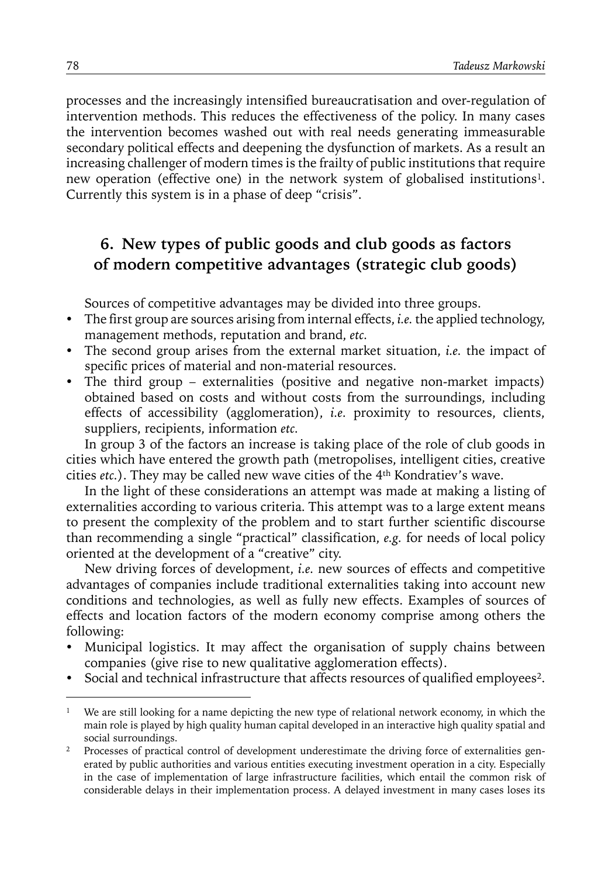processes and the increasingly intensified bureaucratisation and over-regulation of intervention methods. This reduces the effectiveness of the policy. In many cases the intervention becomes washed out with real needs generating immeasurable secondary political effects and deepening the dysfunction of markets. As a result an increasing challenger of modern times is the frailty of public institutions that require new operation (effective one) in the network system of globalised institutions[1]. Currently this system is in a phase of deep "crisis".

## 6. New types of public goods and club goods as factors of modern competitive advantages (strategic club goods)

Sources of competitive advantages may be divided into three groups.

- The first group are sources arising from internal effects, *i.e.* the applied technology, management methods, reputation and brand, *etc.*
- The second group arises from the external market situation, *i.e.* the impact of specific prices of material and non-material resources.
- The third group – externalities (positive and negative non-market impacts) obtained based on costs and without costs from the surroundings, including effects of accessibility (agglomeration), *i.e.* proximity to resources, clients, suppliers, recipients, information *etc.*

In group 3 of the factors an increase is taking place of the role of club goods in cities which have entered the growth path (metropolises, intelligent cities, creative cities *etc.*). They may be called new wave cities of the 4th Kondratiev's wave.

In the light of these considerations an attempt was made at making a listing of externalities according to various criteria. This attempt was to a large extent means to present the complexity of the problem and to start further scientific discourse than recommending a single "practical" classification, *e.g.* for needs of local policy oriented at the development of a "creative" city.

New driving forces of development, *i.e.* new sources of effects and competitive advantages of companies include traditional externalities taking into account new conditions and technologies, as well as fully new effects. Examples of sources of effects and location factors of the modern economy comprise among others the following:

- Municipal logistics. It may affect the organisation of supply chains between companies (give rise to new qualitative agglomeration effects).
- Social and technical infrastructure that affects resources of qualified employees[2].

---

[1] We are still looking for a name depicting the new type of relational network economy, in which the main role is played by high quality human capital developed in an interactive high quality spatial and social surroundings.

[2] Processes of practical control of development underestimate the driving force of externalities generated by public authorities and various entities executing investment operation in a city. Especially in the case of implementation of large infrastructure facilities, which entail the common risk of considerable delays in their implementation process. A delayed investment in many cases loses its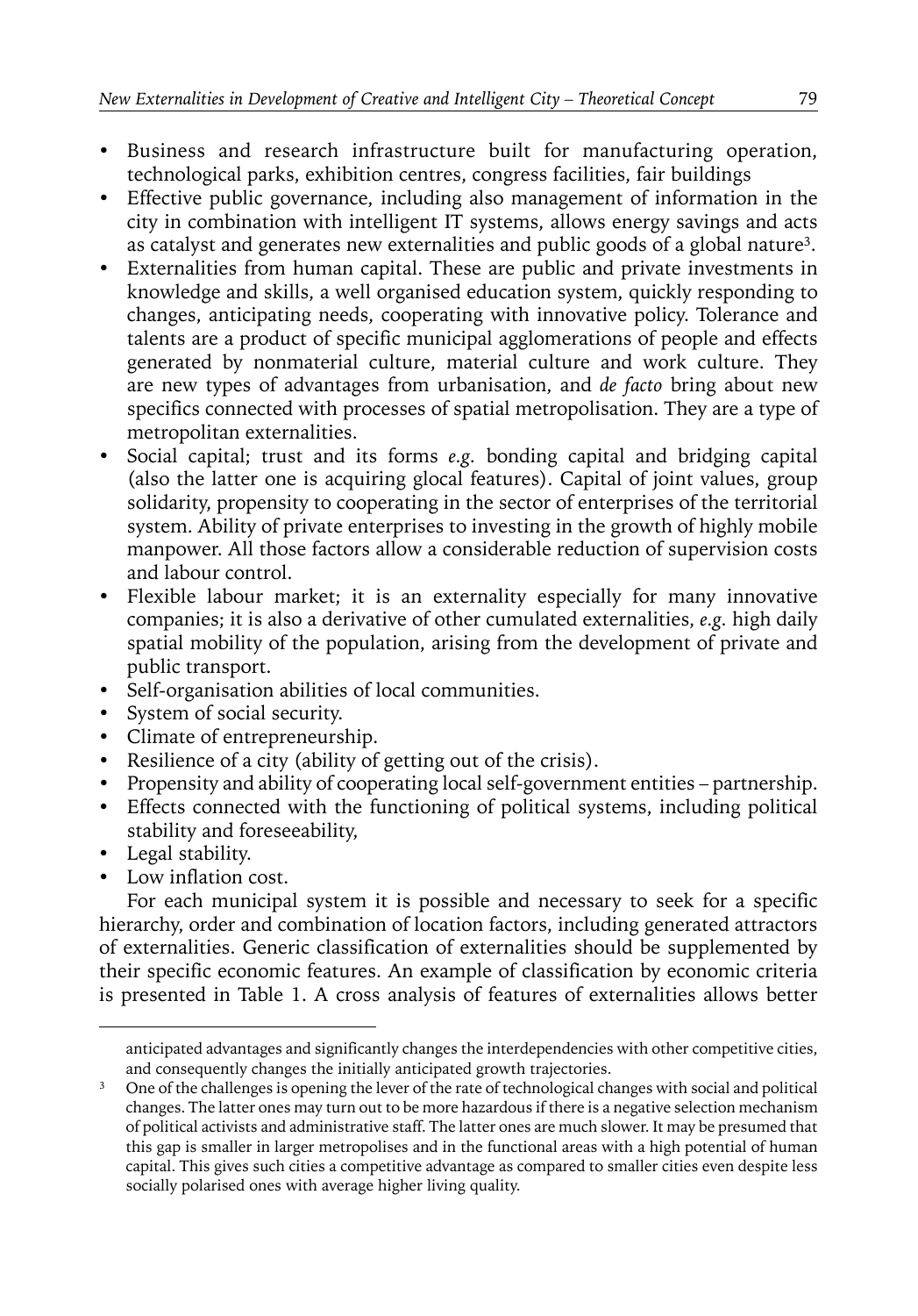- Business and research infrastructure built for manufacturing operation, technological parks, exhibition centres, congress facilities, fair buildings
- Effective public governance, including also management of information in the city in combination with intelligent IT systems, allows energy savings and acts as catalyst and generates new externalities and public goods of a global nature[3].
- Externalities from human capital. These are public and private investments in knowledge and skills, a well organised education system, quickly responding to changes, anticipating needs, cooperating with innovative policy. Tolerance and talents are a product of specific municipal agglomerations of people and effects generated by nonmaterial culture, material culture and work culture. They are new types of advantages from urbanisation, and *de facto* bring about new specifics connected with processes of spatial metropolisation. They are a type of metropolitan externalities.
- Social capital; trust and its forms *e.g.* bonding capital and bridging capital (also the latter one is acquiring glocal features). Capital of joint values, group solidarity, propensity to cooperating in the sector of enterprises of the territorial system. Ability of private enterprises to investing in the growth of highly mobile manpower. All those factors allow a considerable reduction of supervision costs and labour control.
- Flexible labour market; it is an externality especially for many innovative companies; it is also a derivative of other cumulated externalities, *e.g.* high daily spatial mobility of the population, arising from the development of private and public transport.
- Self-organisation abilities of local communities.
- System of social security.
- Climate of entrepreneurship.
- Resilience of a city (ability of getting out of the crisis).
- Propensity and ability of cooperating local self-government entities – partnership.
- Effects connected with the functioning of political systems, including political stability and foreseeability,
- Legal stability.
- Low inflation cost.

For each municipal system it is possible and necessary to seek for a specific hierarchy, order and combination of location factors, including generated attractors of externalities. Generic classification of externalities should be supplemented by their specific economic features. An example of classification by economic criteria is presented in Table 1. A cross analysis of features of externalities allows better

---

anticipated advantages and significantly changes the interdependencies with other competitive cities, and consequently changes the initially anticipated growth trajectories.

[3] One of the challenges is opening the lever of the rate of technological changes with social and political changes. The latter ones may turn out to be more hazardous if there is a negative selection mechanism of political activists and administrative staff. The latter ones are much slower. It may be presumed that this gap is smaller in larger metropolises and in the functional areas with a high potential of human capital. This gives such cities a competitive advantage as compared to smaller cities even despite less socially polarised ones with average higher living quality.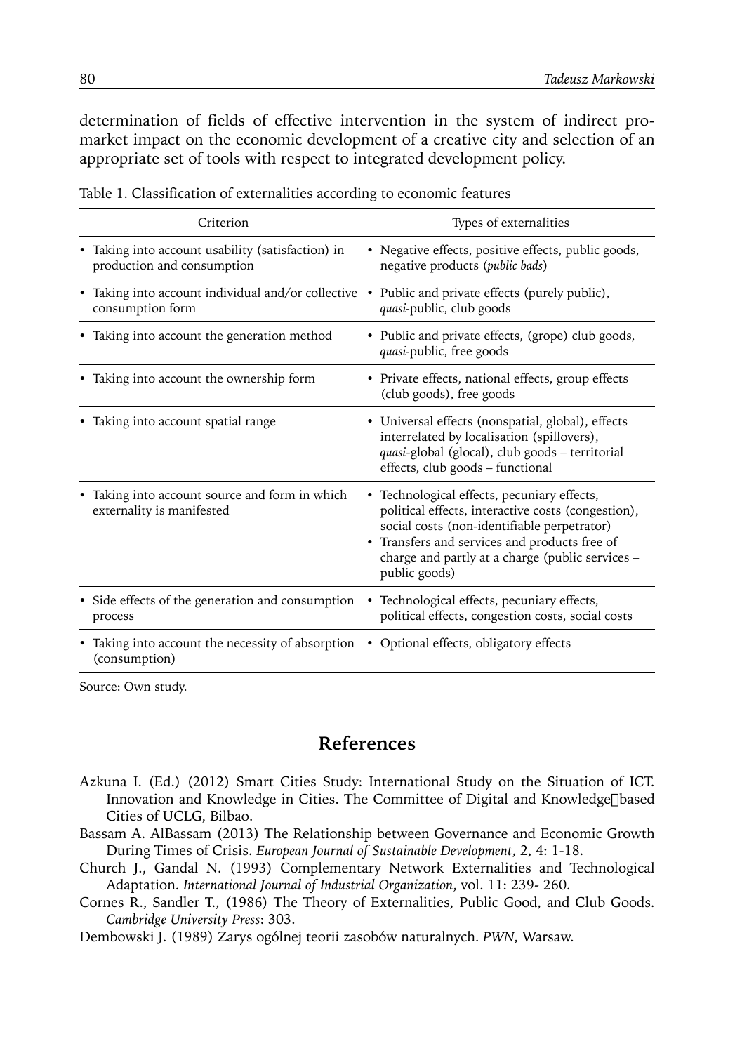determination of fields of effective intervention in the system of indirect pro-market impact on the economic development of a creative city and selection of an appropriate set of tools with respect to integrated development policy.

Table 1. Classification of externalities according to economic features

| Criterion | Types of externalities |
|---|---|
| • Taking into account usability (satisfaction) in production and consumption | • Negative effects, positive effects, public goods, negative products (*public bads*) |
| • Taking into account individual and/or collective consumption form | • Public and private effects (purely public), *quasi*-public, club goods |
| • Taking into account the generation method | • Public and private effects, (grope) club goods, *quasi*-public, free goods |
| • Taking into account the ownership form | • Private effects, national effects, group effects (club goods), free goods |
| • Taking into account spatial range | • Universal effects (nonspatial, global), effects interrelated by localisation (spillovers), *quasi*-global (glocal), club goods – territorial effects, club goods – functional |
| • Taking into account source and form in which externality is manifested | • Technological effects, pecuniary effects, political effects, interactive costs (congestion), social costs (non-identifiable perpetrator) • Transfers and services and products free of charge and partly at a charge (public services – public goods) |
| • Side effects of the generation and consumption process | • Technological effects, pecuniary effects, political effects, congestion costs, social costs |
| • Taking into account the necessity of absorption (consumption) | • Optional effects, obligatory effects |

Source: Own study.

## References

Azkuna I. (Ed.) (2012) Smart Cities Study: International Study on the Situation of ICT. Innovation and Knowledge in Cities. The Committee of Digital and Knowledge‐based Cities of UCLG, Bilbao.

Bassam A. AlBassam (2013) The Relationship between Governance and Economic Growth During Times of Crisis. *European Journal of Sustainable Development*, 2, 4: 1-18.

Church J., Gandal N. (1993) Complementary Network Externalities and Technological Adaptation. *International Journal of Industrial Organization*, vol. 11: 239- 260.

Cornes R., Sandler T., (1986) The Theory of Externalities, Public Good, and Club Goods. *Cambridge University Press*: 303.

Dembowski J. (1989) Zarys ogólnej teorii zasobów naturalnych. *PWN*, Warsaw.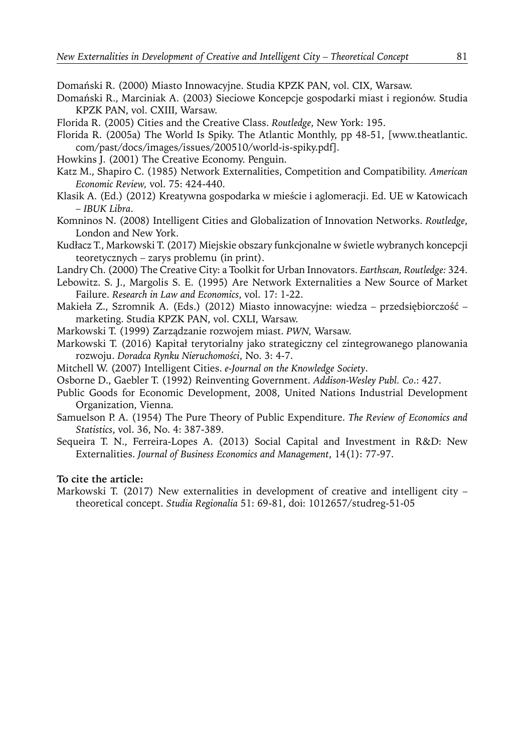Domański R. (2000) Miasto Innowacyjne. Studia KPZK PAN, vol. CIX, Warsaw.

Domański R., Marciniak A. (2003) Sieciowe Koncepcje gospodarki miast i regionów. Studia KPZK PAN, vol. CXIII, Warsaw.

Florida R. (2005) Cities and the Creative Class. *Routledge*, New York: 195.

Florida R. (2005a) The World Is Spiky. The Atlantic Monthly, pp 48-51, [www.theatlantic.com/past/docs/images/issues/200510/world-is-spiky.pdf].

Howkins J. (2001) The Creative Economy. Penguin.

Katz M., Shapiro C. (1985) Network Externalities, Competition and Compatibility. *American Economic Review,* vol. 75: 424-440.

Klasik A. (Ed.) (2012) Kreatywna gospodarka w mieście i aglomeracji. Ed. UE w Katowicach – *IBUK Libra*.

Komninos N. (2008) Intelligent Cities and Globalization of Innovation Networks. *Routledge*, London and New York.

Kudłacz T., Markowski T. (2017) Miejskie obszary funkcjonalne w świetle wybranych koncepcji teoretycznych – zarys problemu (in print).

Landry Ch. (2000) The Creative City: a Toolkit for Urban Innovators. *Earthscan, Routledge:* 324.

Lebowitz. S. J., Margolis S. E. (1995) Are Network Externalities a New Source of Market Failure. *Research in Law and Economics*, vol. 17: 1-22.

Makieła Z., Szromnik A. (Eds.) (2012) Miasto innowacyjne: wiedza – przedsiębiorczość – marketing. Studia KPZK PAN, vol. CXLI, Warsaw.

Markowski T. (1999) Zarządzanie rozwojem miast. *PWN,* Warsaw.

Markowski T. (2016) Kapitał terytorialny jako strategiczny cel zintegrowanego planowania rozwoju. *Doradca Rynku Nieruchomości*, No. 3: 4-7.

Mitchell W. (2007) Intelligent Cities. *e-Journal on the Knowledge Society*.

Osborne D., Gaebler T. (1992) Reinventing Government. *Addison-Wesley Publ. Co*.: 427.

Public Goods for Economic Development, 2008, United Nations Industrial Development Organization, Vienna.

Samuelson P. A. (1954) The Pure Theory of Public Expenditure. *The Review of Economics and Statistics*, vol. 36, No. 4: 387-389.

Sequeira T. N., Ferreira-Lopes A. (2013) Social Capital and Investment in R&D: New Externalities. *Journal of Business Economics and Management*, 14(1): 77-97.

**To cite the article:**

Markowski T. (2017) New externalities in development of creative and intelligent city – theoretical concept. *Studia Regionalia* 51: 69-81, doi: 1012657/studreg-51-05